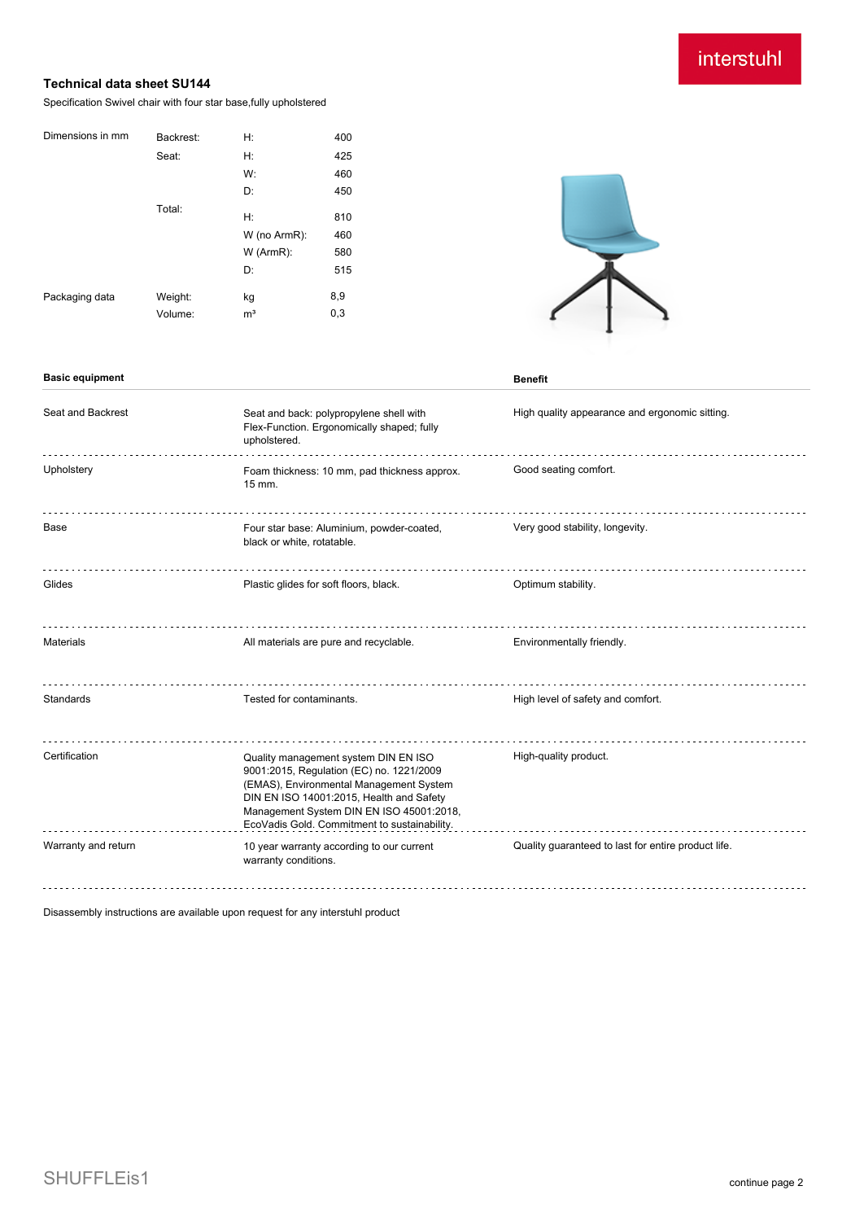interstuhl

## Technical data sheet SU144

Specification Swivel chair with four star base,fully upholstered

| Dimensions in mm | Backrest: | H: | 400 |
|---|---|---|---|
| | Seat: | H: | 425 |
| | | W: | 460 |
| | | D: | 450 |
| | Total: | H: | 810 |
| | | W (no ArmR): | 460 |
| | | W (ArmR): | 580 |
| | | D: | 515 |
| Packaging data | Weight: | kg | 8,9 |
| | Volume: | m³ | 0,3 |

| Basic equipment | | Benefit |
|---|---|---|
| Seat and Backrest | Seat and back: polypropylene shell with Flex-Function. Ergonomically shaped; fully upholstered. | High quality appearance and ergonomic sitting. |
| Upholstery | Foam thickness: 10 mm, pad thickness approx. 15 mm. | Good seating comfort. |
| Base | Four star base: Aluminium, powder-coated, black or white, rotatable. | Very good stability, longevity. |
| Glides | Plastic glides for soft floors, black. | Optimum stability. |
| Materials | All materials are pure and recyclable. | Environmentally friendly. |
| Standards | Tested for contaminants. | High level of safety and comfort. |
| Certification | Quality management system DIN EN ISO 9001:2015, Regulation (EC) no. 1221/2009 (EMAS), Environmental Management System DIN EN ISO 14001:2015, Health and Safety Management System DIN EN ISO 45001:2018, EcoVadis Gold. Commitment to sustainability. | High-quality product. |
| Warranty and return | 10 year warranty according to our current warranty conditions. | Quality guaranteed to last for entire product life. |

Disassembly instructions are available upon request for any interstuhl product

SHUFFLEis1

continue page 2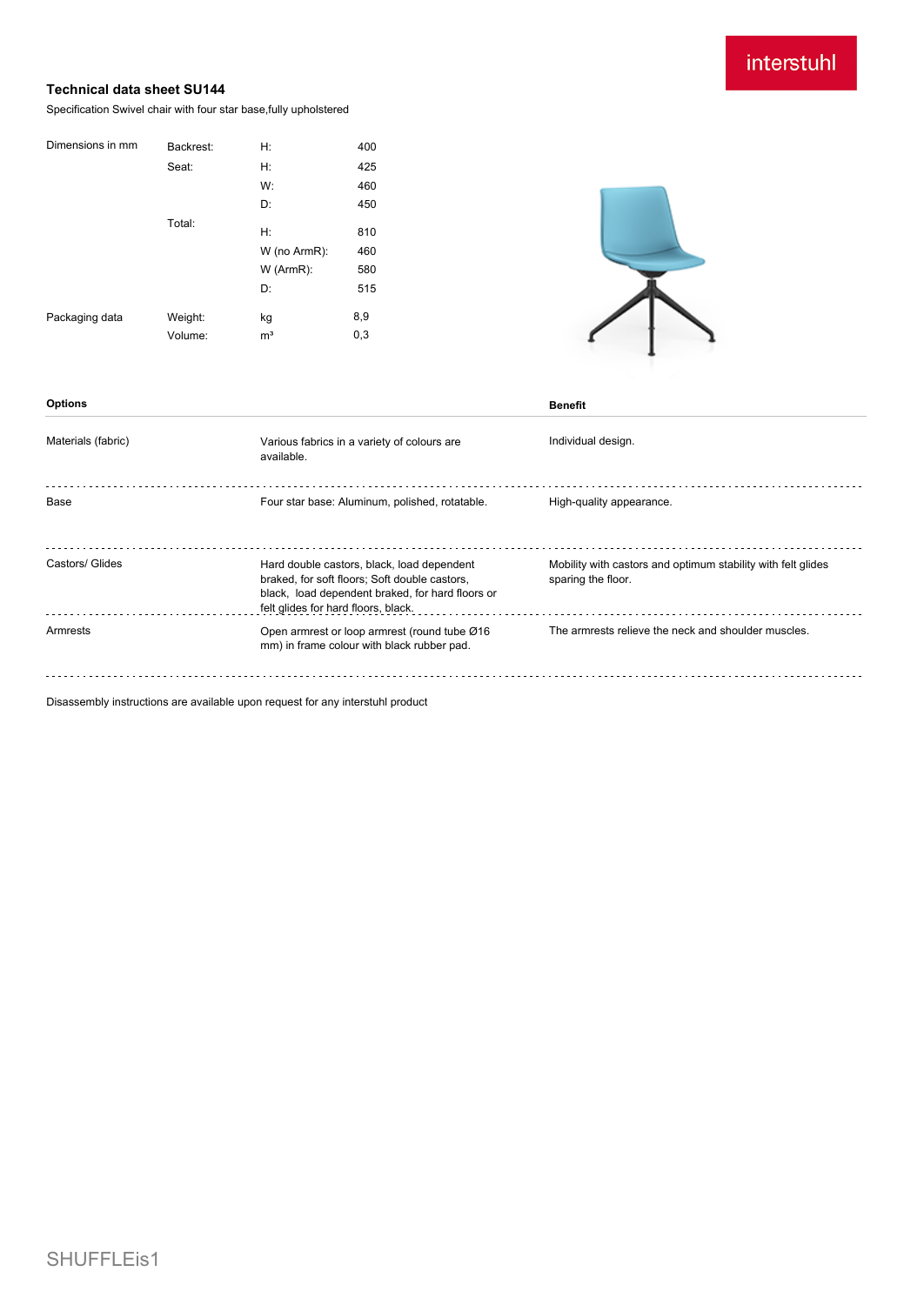interstuhl

## Technical data sheet SU144

Specification Swivel chair with four star base,fully upholstered

| | | | |
|---|---|---|---|
| Dimensions in mm | Backrest: | H: | 400 |
| | Seat: | H: | 425 |
| | | W: | 460 |
| | | D: | 450 |
| | Total: | H: | 810 |
| | | W (no ArmR): | 460 |
| | | W (ArmR): | 580 |
| | | D: | 515 |
| Packaging data | Weight: | kg | 8,9 |
| | Volume: | m³ | 0,3 |

| Options | | Benefit |
|---|---|---|
| Materials (fabric) | Various fabrics in a variety of colours are available. | Individual design. |
| Base | Four star base: Aluminum, polished, rotatable. | High-quality appearance. |
| Castors/ Glides | Hard double castors, black, load dependent braked, for soft floors; Soft double castors, black, load dependent braked, for hard floors or felt glides for hard floors, black. | Mobility with castors and optimum stability with felt glides sparing the floor. |
| Armrests | Open armrest or loop armrest (round tube Ø16 mm) in frame colour with black rubber pad. | The armrests relieve the neck and shoulder muscles. |

Disassembly instructions are available upon request for any interstuhl product

SHUFFLEis1